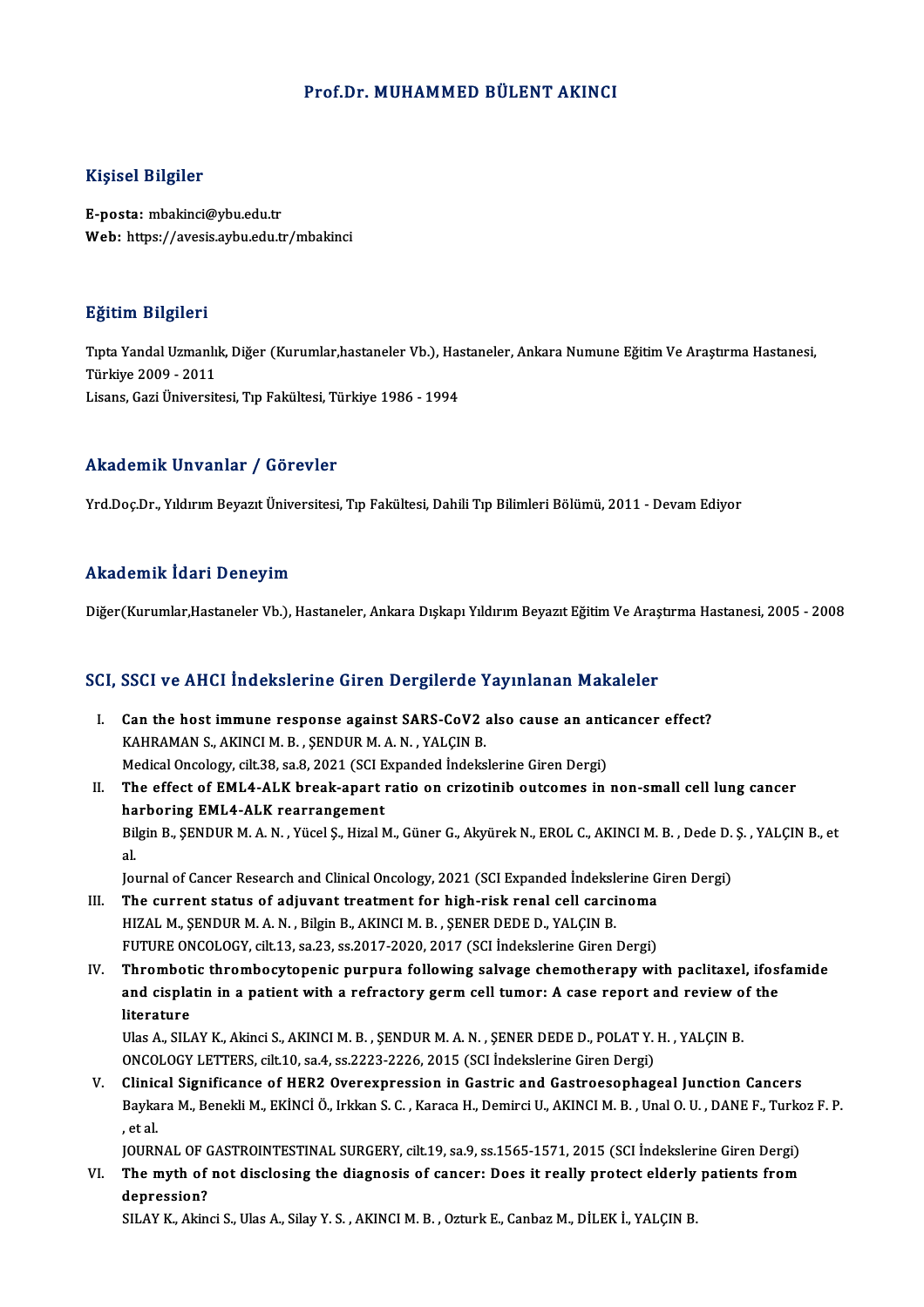# Prof.Dr. MUHAMMED BÜLENT AKINCI

## Kişisel Bilgiler

**E-posta:** mbakinci@ybu.edu.tr
**Web:** https://avesis.aybu.edu.tr/mbakinci

## Eğitim Bilgileri

Tıpta Yandal Uzmanlık, Diğer (Kurumlar,hastaneler Vb.), Hastaneler, Ankara Numune Eğitim Ve Araştırma Hastanesi, Türkiye 2009 - 2011
Lisans, Gazi Üniversitesi, Tıp Fakültesi, Türkiye 1986 - 1994

## Akademik Unvanlar / Görevler

Yrd.Doç.Dr., Yıldırım Beyazıt Üniversitesi, Tıp Fakültesi, Dahili Tıp Bilimleri Bölümü, 2011 - Devam Ediyor

## Akademik İdari Deneyim

Diğer(Kurumlar,Hastaneler Vb.), Hastaneler, Ankara Dışkapı Yıldırım Beyazıt Eğitim Ve Araştırma Hastanesi, 2005 - 2008

## SCI, SSCI ve AHCI İndekslerine Giren Dergilerde Yayınlanan Makaleler

I. **Can the host immune response against SARS-CoV2 also cause an anticancer effect?**
KAHRAMAN S., AKINCI M. B. , ŞENDUR M. A. N. , YALÇIN B.
Medical Oncology, cilt.38, sa.8, 2021 (SCI Expanded İndekslerine Giren Dergi)

II. **The effect of EML4-ALK break-apart ratio on crizotinib outcomes in non-small cell lung cancer harboring EML4-ALK rearrangement**
Bilgin B., ŞENDUR M. A. N. , Yücel Ş., Hizal M., Güner G., Akyürek N., EROL C., AKINCI M. B. , Dede D. Ş. , YALÇIN B., et al.
Journal of Cancer Research and Clinical Oncology, 2021 (SCI Expanded İndekslerine Giren Dergi)

III. **The current status of adjuvant treatment for high-risk renal cell carcinoma**
HIZAL M., ŞENDUR M. A. N. , Bilgin B., AKINCI M. B. , ŞENER DEDE D., YALÇIN B.
FUTURE ONCOLOGY, cilt.13, sa.23, ss.2017-2020, 2017 (SCI İndekslerine Giren Dergi)

IV. **Thrombotic thrombocytopenic purpura following salvage chemotherapy with paclitaxel, ifosfamide and cisplatin in a patient with a refractory germ cell tumor: A case report and review of the literature**
Ulas A., SILAY K., Akinci S., AKINCI M. B. , ŞENDUR M. A. N. , ŞENER DEDE D., POLAT Y. H. , YALÇIN B.
ONCOLOGY LETTERS, cilt.10, sa.4, ss.2223-2226, 2015 (SCI İndekslerine Giren Dergi)

V. **Clinical Significance of HER2 Overexpression in Gastric and Gastroesophageal Junction Cancers**
Baykara M., Benekli M., EKİNCİ Ö., Irkkan S. C. , Karaca H., Demirci U., AKINCI M. B. , Unal O. U. , DANE F., Turkoz F. P. , et al.
JOURNAL OF GASTROINTESTINAL SURGERY, cilt.19, sa.9, ss.1565-1571, 2015 (SCI İndekslerine Giren Dergi)

VI. **The myth of not disclosing the diagnosis of cancer: Does it really protect elderly patients from depression?**
SILAY K., Akinci S., Ulas A., Silay Y. S. , AKINCI M. B. , Ozturk E., Canbaz M., DİLEK İ., YALÇIN B.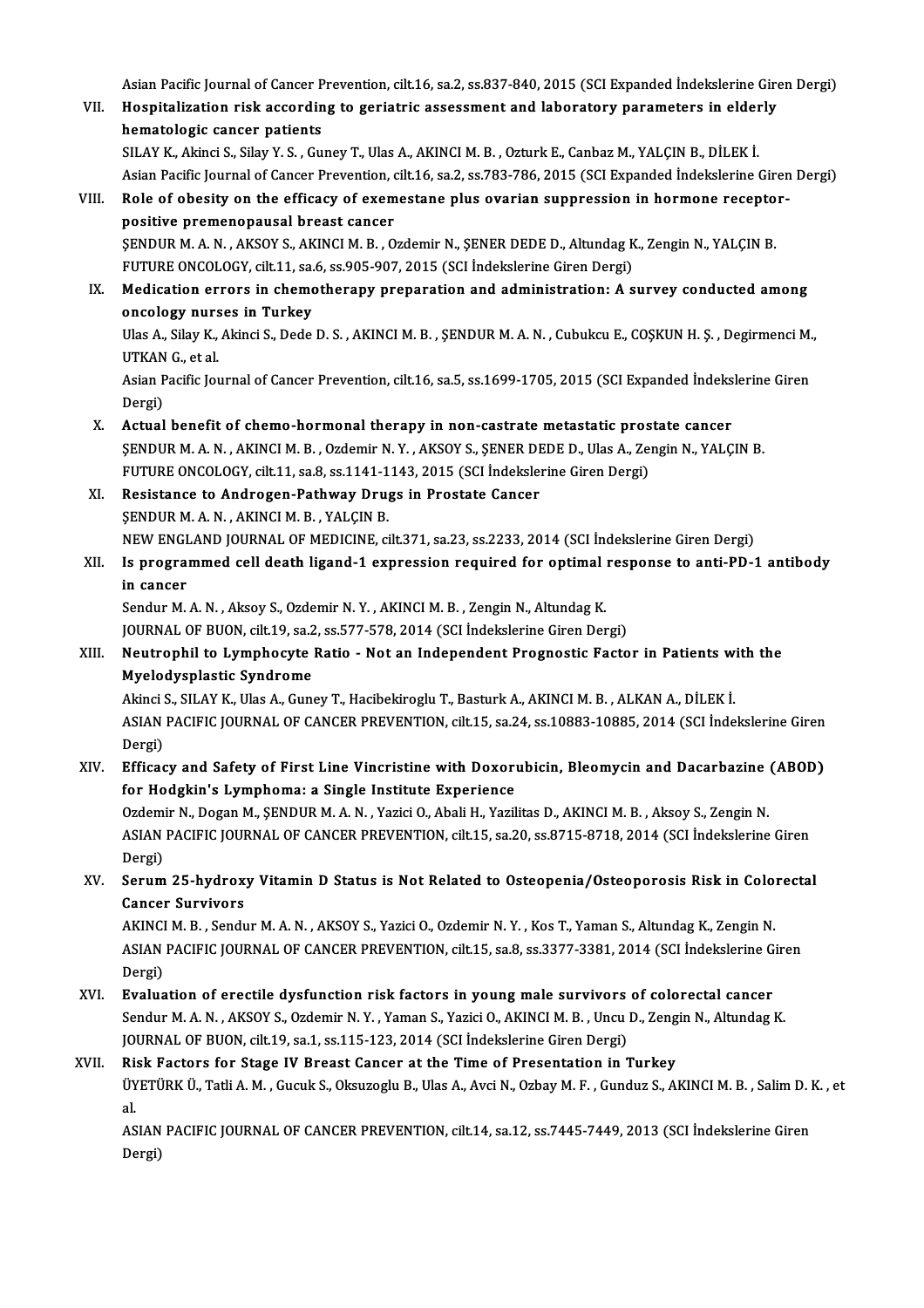Asian Pacific Journal of Cancer Prevention, cilt.16, sa.2, ss.837-840, 2015 (SCI Expanded İndekslerine Giren Dergi)

VII. **Hospitalization risk according to geriatric assessment and laboratory parameters in elderly hematologic cancer patients**
SILAY K., Akinci S., Silay Y. S. , Guney T., Ulas A., AKINCI M. B. , Ozturk E., Canbaz M., YALÇIN B., DİLEK İ.
Asian Pacific Journal of Cancer Prevention, cilt.16, sa.2, ss.783-786, 2015 (SCI Expanded İndekslerine Giren Dergi)

VIII. **Role of obesity on the efficacy of exemestane plus ovarian suppression in hormone receptor-positive premenopausal breast cancer**
ŞENDUR M. A. N. , AKSOY S., AKINCI M. B. , Ozdemir N., ŞENER DEDE D., Altundag K., Zengin N., YALÇIN B.
FUTURE ONCOLOGY, cilt.11, sa.6, ss.905-907, 2015 (SCI İndekslerine Giren Dergi)

IX. **Medication errors in chemotherapy preparation and administration: A survey conducted among oncology nurses in Turkey**
Ulas A., Silay K., Akinci S., Dede D. S. , AKINCI M. B. , ŞENDUR M. A. N. , Cubukcu E., COŞKUN H. Ş. , Degirmenci M., UTKAN G., et al.
Asian Pacific Journal of Cancer Prevention, cilt.16, sa.5, ss.1699-1705, 2015 (SCI Expanded İndekslerine Giren Dergi)

X. **Actual benefit of chemo-hormonal therapy in non-castrate metastatic prostate cancer**
ŞENDUR M. A. N. , AKINCI M. B. , Ozdemir N. Y. , AKSOY S., ŞENER DEDE D., Ulas A., Zengin N., YALÇIN B.
FUTURE ONCOLOGY, cilt.11, sa.8, ss.1141-1143, 2015 (SCI İndekslerine Giren Dergi)

XI. **Resistance to Androgen-Pathway Drugs in Prostate Cancer**
ŞENDUR M. A. N. , AKINCI M. B. , YALÇIN B.
NEW ENGLAND JOURNAL OF MEDICINE, cilt.371, sa.23, ss.2233, 2014 (SCI İndekslerine Giren Dergi)

XII. **Is programmed cell death ligand-1 expression required for optimal response to anti-PD-1 antibody in cancer**
Sendur M. A. N. , Aksoy S., Ozdemir N. Y. , AKINCI M. B. , Zengin N., Altundag K.
JOURNAL OF BUON, cilt.19, sa.2, ss.577-578, 2014 (SCI İndekslerine Giren Dergi)

XIII. **Neutrophil to Lymphocyte Ratio - Not an Independent Prognostic Factor in Patients with the Myelodysplastic Syndrome**
Akinci S., SILAY K., Ulas A., Guney T., Hacibekiroglu T., Basturk A., AKINCI M. B. , ALKAN A., DİLEK İ.
ASIAN PACIFIC JOURNAL OF CANCER PREVENTION, cilt.15, sa.24, ss.10883-10885, 2014 (SCI İndekslerine Giren Dergi)

XIV. **Efficacy and Safety of First Line Vincristine with Doxorubicin, Bleomycin and Dacarbazine (ABOD) for Hodgkin's Lymphoma: a Single Institute Experience**
Ozdemir N., Dogan M., ŞENDUR M. A. N. , Yazici O., Abali H., Yazilitas D., AKINCI M. B. , Aksoy S., Zengin N.
ASIAN PACIFIC JOURNAL OF CANCER PREVENTION, cilt.15, sa.20, ss.8715-8718, 2014 (SCI İndekslerine Giren Dergi)

XV. **Serum 25-hydroxy Vitamin D Status is Not Related to Osteopenia/Osteoporosis Risk in Colorectal Cancer Survivors**
AKINCI M. B. , Sendur M. A. N. , AKSOY S., Yazici O., Ozdemir N. Y. , Kos T., Yaman S., Altundag K., Zengin N.
ASIAN PACIFIC JOURNAL OF CANCER PREVENTION, cilt.15, sa.8, ss.3377-3381, 2014 (SCI İndekslerine Giren Dergi)

XVI. **Evaluation of erectile dysfunction risk factors in young male survivors of colorectal cancer**
Sendur M. A. N. , AKSOY S., Ozdemir N. Y. , Yaman S., Yazici O., AKINCI M. B. , Uncu D., Zengin N., Altundag K.
JOURNAL OF BUON, cilt.19, sa.1, ss.115-123, 2014 (SCI İndekslerine Giren Dergi)

XVII. **Risk Factors for Stage IV Breast Cancer at the Time of Presentation in Turkey**
ÜYETÜRK Ü., Tatli A. M. , Gucuk S., Oksuzoglu B., Ulas A., Avci N., Ozbay M. F. , Gunduz S., AKINCI M. B. , Salim D. K. , et al.
ASIAN PACIFIC JOURNAL OF CANCER PREVENTION, cilt.14, sa.12, ss.7445-7449, 2013 (SCI İndekslerine Giren Dergi)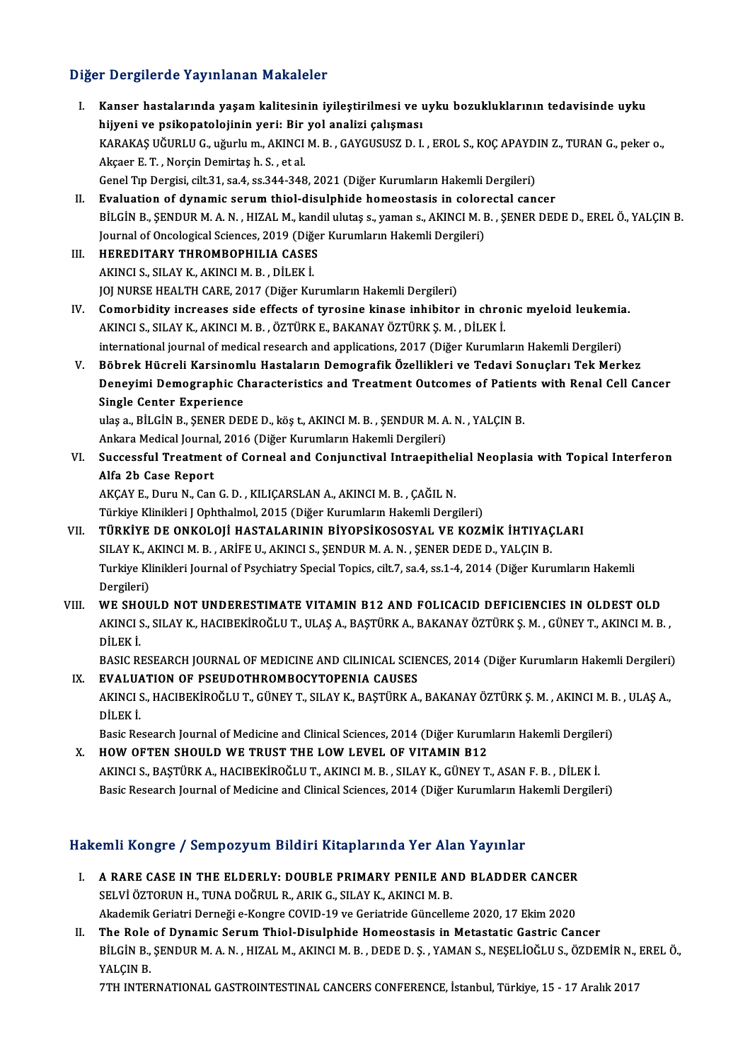## Diğer Dergilerde Yayınlanan Makaleler

I. **Kanser hastalarında yaşam kalitesinin iyileştirilmesi ve uyku bozukluklarının tedavisinde uyku hijyeni ve psikopatolojinin yeri: Bir yol analizi çalışması**
KARAKAŞ UĞURLU G., uğurlu m., AKINCI M. B. , GAYGUSUSZ D. I. , EROL S., KOÇ APAYDIN Z., TURAN G., peker o., Akçaer E. T. , Norçin Demirtaş h. S. , et al.
Genel Tıp Dergisi, cilt.31, sa.4, ss.344-348, 2021 (Diğer Kurumların Hakemli Dergileri)

II. **Evaluation of dynamic serum thiol-disulphide homeostasis in colorectal cancer**
BİLGİN B., ŞENDUR M. A. N. , HIZAL M., kandil ulutaş s., yaman s., AKINCI M. B. , ŞENER DEDE D., EREL Ö., YALÇIN B.
Journal of Oncological Sciences, 2019 (Diğer Kurumların Hakemli Dergileri)

III. **HEREDITARY THROMBOPHILIA CASES**
AKINCI S., SILAY K., AKINCI M. B. , DİLEK İ.
JOJ NURSE HEALTH CARE, 2017 (Diğer Kurumların Hakemli Dergileri)

IV. **Comorbidity increases side effects of tyrosine kinase inhibitor in chronic myeloid leukemia.**
AKINCI S., SILAY K., AKINCI M. B. , ÖZTÜRK E., BAKANAY ÖZTÜRK Ş. M. , DİLEK İ.
international journal of medical research and applications, 2017 (Diğer Kurumların Hakemli Dergileri)

V. **Böbrek Hücreli Karsinomlu Hastaların Demografik Özellikleri ve Tedavi Sonuçları Tek Merkez Deneyimi Demographic Characteristics and Treatment Outcomes of Patients with Renal Cell Cancer Single Center Experience**
ulaş a., BİLGİN B., ŞENER DEDE D., köş t., AKINCI M. B. , ŞENDUR M. A. N. , YALÇIN B.
Ankara Medical Journal, 2016 (Diğer Kurumların Hakemli Dergileri)

VI. **Successful Treatment of Corneal and Conjunctival Intraepithelial Neoplasia with Topical Interferon Alfa 2b Case Report**
AKÇAY E., Duru N., Can G. D. , KILIÇARSLAN A., AKINCI M. B. , ÇAĞIL N.
Türkiye Klinikleri J Ophthalmol, 2015 (Diğer Kurumların Hakemli Dergileri)

VII. **TÜRKİYE DE ONKOLOJİ HASTALARININ BİYOPSİKOSOSYAL VE KOZMİK İHTIYAÇLARI**
SILAY K., AKINCI M. B. , ARİFE U., AKINCI S., ŞENDUR M. A. N. , ŞENER DEDE D., YALÇIN B.
Turkiye Klinikleri Journal of Psychiatry Special Topics, cilt.7, sa.4, ss.1-4, 2014 (Diğer Kurumların Hakemli Dergileri)

VIII. **WE SHOULD NOT UNDERESTIMATE VITAMIN B12 AND FOLICACID DEFICIENCIES IN OLDEST OLD**
AKINCI S., SILAY K., HACIBEKİROĞLU T., ULAŞ A., BAŞTÜRK A., BAKANAY ÖZTÜRK Ş. M. , GÜNEY T., AKINCI M. B. , DİLEK İ.
BASIC RESEARCH JOURNAL OF MEDICINE AND ClLINICAL SCIENCES, 2014 (Diğer Kurumların Hakemli Dergileri)

IX. **EVALUATION OF PSEUDOTHROMBOCYTOPENIA CAUSES**
AKINCI S., HACIBEKİROĞLU T., GÜNEY T., SILAY K., BAŞTÜRK A., BAKANAY ÖZTÜRK Ş. M. , AKINCI M. B. , ULAŞ A., DİLEK İ.
Basic Research Journal of Medicine and Clinical Sciences, 2014 (Diğer Kurumların Hakemli Dergileri)

X. **HOW OFTEN SHOULD WE TRUST THE LOW LEVEL OF VITAMIN B12**
AKINCI S., BAŞTÜRK A., HACIBEKİROĞLU T., AKINCI M. B. , SILAY K., GÜNEY T., ASAN F. B. , DİLEK İ.
Basic Research Journal of Medicine and Clinical Sciences, 2014 (Diğer Kurumların Hakemli Dergileri)

## Hakemli Kongre / Sempozyum Bildiri Kitaplarında Yer Alan Yayınlar

I. **A RARE CASE IN THE ELDERLY: DOUBLE PRIMARY PENILE AND BLADDER CANCER**
SELVİ ÖZTORUN H., TUNA DOĞRUL R., ARIK G., SILAY K., AKINCI M. B.
Akademik Geriatri Derneği e-Kongre COVID-19 ve Geriatride Güncelleme 2020, 17 Ekim 2020

II. **The Role of Dynamic Serum Thiol-Disulphide Homeostasis in Metastatic Gastric Cancer**
BİLGİN B., ŞENDUR M. A. N. , HIZAL M., AKINCI M. B. , DEDE D. Ş. , YAMAN S., NEŞELİOĞLU S., ÖZDEMİR N., EREL Ö., YALÇIN B.
7TH INTERNATIONAL GASTROINTESTINAL CANCERS CONFERENCE, İstanbul, Türkiye, 15 - 17 Aralık 2017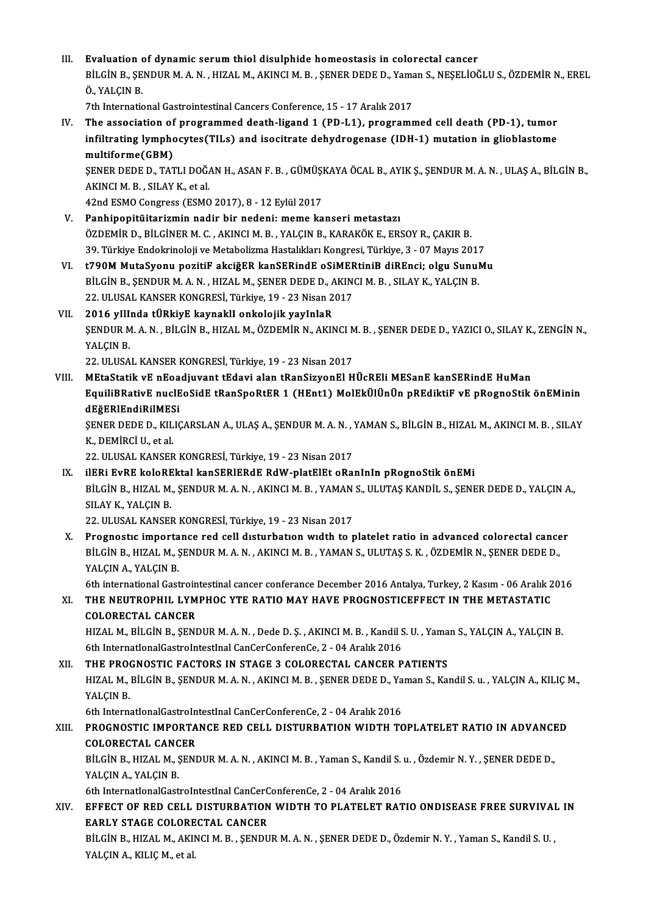III. **Evaluation of dynamic serum thiol disulphide homeostasis in colorectal cancer**
BİLGİN B., ŞENDUR M. A. N. , HIZAL M., AKINCI M. B. , ŞENER DEDE D., Yaman S., NEŞELİOĞLU S., ÖZDEMİR N., EREL Ö., YALÇIN B.
7th International Gastrointestinal Cancers Conference, 15 - 17 Aralık 2017

IV. **The association of programmed death-ligand 1 (PD-L1), programmed cell death (PD-1), tumor infiltrating lymphocytes(TILs) and isocitrate dehydrogenase (IDH-1) mutation in glioblastome multiforme(GBM)**
ŞENER DEDE D., TATLI DOĞAN H., ASAN F. B. , GÜMÜŞKAYA ÖCAL B., AYIK Ş., ŞENDUR M. A. N. , ULAŞ A., BİLGİN B., AKINCI M. B. , SILAY K., et al.
42nd ESMO Congress (ESMO 2017), 8 - 12 Eylül 2017

V. **Panhipopitüitarizmin nadir bir nedeni: meme kanseri metastazı**
ÖZDEMİR D., BİLGİNER M. C. , AKINCI M. B. , YALÇIN B., KARAKÖK E., ERSOY R., ÇAKIR B.
39. Türkiye Endokrinoloji ve Metabolizma Hastalıkları Kongresi, Türkiye, 3 - 07 Mayıs 2017

VI. **t790M MutaSyonu pozitiF akciğER kanSERindE oSiMERtiniB diREnci; olgu SunuMu**
BİLGİN B., ŞENDUR M. A. N. , HIZAL M., ŞENER DEDE D., AKINCI M. B. , SILAY K., YALÇIN B.
22. ULUSAL KANSER KONGRESİ, Türkiye, 19 - 23 Nisan 2017

VII. **2016 yIlInda tÜRkiyE kaynaklI onkolojik yayInlaR**
ŞENDUR M. A. N. , BİLGİN B., HIZAL M., ÖZDEMİR N., AKINCI M. B. , ŞENER DEDE D., YAZICI O., SILAY K., ZENGİN N., YALÇIN B.
22. ULUSAL KANSER KONGRESİ, Türkiye, 19 - 23 Nisan 2017

VIII. **MEtaStatik vE nEoadjuvant tEdavi alan tRanSizyonEl HÜcREli MESanE kanSERindE HuMan EquiliBRativE nuclEoSidE tRanSpoRtER 1 (HEnt1) MolEkÜlÜnÜn pREdiktiF vE pRognoStik önEMinin dEğERlEndiRilMESi**
ŞENER DEDE D., KILIÇARSLAN A., ULAŞ A., ŞENDUR M. A. N. , YAMAN S., BİLGİN B., HIZAL M., AKINCI M. B. , SILAY K., DEMİRCİ U., et al.
22. ULUSAL KANSER KONGRESİ, Türkiye, 19 - 23 Nisan 2017

IX. **ilERi EvRE koloREktal kanSERlERdE RdW-platElEt oRanInIn pRognoStik önEMi**
BİLGİN B., HIZAL M., ŞENDUR M. A. N. , AKINCI M. B. , YAMAN S., ULUTAŞ KANDİL S., ŞENER DEDE D., YALÇIN A., SILAY K., YALÇIN B.
22. ULUSAL KANSER KONGRESİ, Türkiye, 19 - 23 Nisan 2017

X. **Prognostıc importance red cell dısturbatıon wıdth to platelet ratio in advanced colorectal cancer**
BİLGİN B., HIZAL M., ŞENDUR M. A. N. , AKINCI M. B. , YAMAN S., ULUTAŞ S. K. , ÖZDEMİR N., ŞENER DEDE D., YALÇIN A., YALÇIN B.
6th international Gastrointestinal cancer conferance December 2016 Antalya, Turkey, 2 Kasım - 06 Aralık 2016

XI. **THE NEUTROPHIL LYMPHOC YTE RATIO MAY HAVE PROGNOSTICEFFECT IN THE METASTATIC COLORECTAL CANCER**
HIZAL M., BİLGİN B., ŞENDUR M. A. N. , Dede D. Ş. , AKINCI M. B. , Kandil S. U. , Yaman S., YALÇIN A., YALÇIN B.
6th InternatIonalGastroIntestInal CanCerConferenCe, 2 - 04 Aralık 2016

XII. **THE PROGNOSTIC FACTORS IN STAGE 3 COLORECTAL CANCER PATIENTS**
HIZAL M., BİLGİN B., ŞENDUR M. A. N. , AKINCI M. B. , ŞENER DEDE D., Yaman S., Kandil S. u. , YALÇIN A., KILIÇ M., YALÇIN B.
6th InternatIonalGastroIntestInal CanCerConferenCe, 2 - 04 Aralık 2016

XIII. **PROGNOSTIC IMPORTANCE RED CELL DISTURBATION WIDTH TOPLATELET RATIO IN ADVANCED COLORECTAL CANCER**
BİLGİN B., HIZAL M., ŞENDUR M. A. N. , AKINCI M. B. , Yaman S., Kandil S. u. , Özdemir N. Y. , ŞENER DEDE D., YALÇIN A., YALÇIN B.
6th InternatIonalGastroIntestInal CanCerConferenCe, 2 - 04 Aralık 2016

XIV. **EFFECT OF RED CELL DISTURBATION WIDTH TO PLATELET RATIO ONDISEASE FREE SURVIVAL IN EARLY STAGE COLORECTAL CANCER**
BİLGİN B., HIZAL M., AKINCI M. B. , ŞENDUR M. A. N. , ŞENER DEDE D., Özdemir N. Y. , Yaman S., Kandil S. U. , YALÇIN A., KILIÇ M., et al.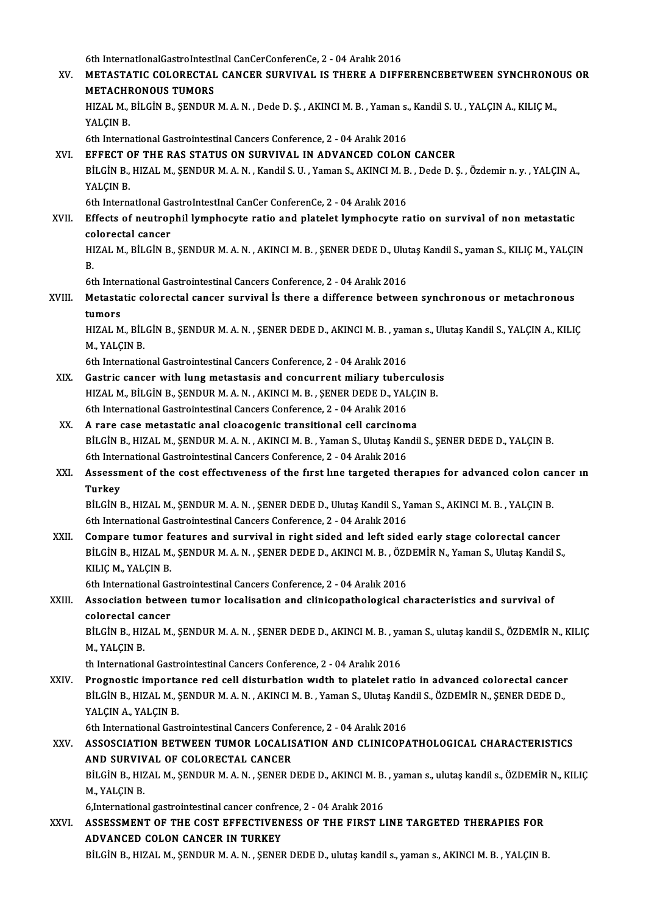6th InternatIonalGastroIntestInal CanCerConferenCe, 2 - 04 Aralık 2016

XV. **METASTATIC COLORECTAL CANCER SURVIVAL IS THERE A DIFFERENCEBETWEEN SYNCHRONOUS OR METACHRONOUS TUMORS**
HIZAL M., BİLGİN B., ŞENDUR M. A. N. , Dede D. Ş. , AKINCI M. B. , Yaman s., Kandil S. U. , YALÇIN A., KILIÇ M., YALÇIN B.
6th International Gastrointestinal Cancers Conference, 2 - 04 Aralık 2016

XVI. **EFFECT OF THE RAS STATUS ON SURVIVAL IN ADVANCED COLON CANCER**
BİLGİN B., HIZAL M., ŞENDUR M. A. N. , Kandil S. U. , Yaman S., AKINCI M. B. , Dede D. Ş. , Özdemir n. y. , YALÇIN A., YALÇIN B.
6th InternatIonal GastroIntestInal CanCer ConferenCe, 2 - 04 Aralık 2016

XVII. **Effects of neutrophil lymphocyte ratio and platelet lymphocyte ratio on survival of non metastatic colorectal cancer**
HIZAL M., BİLGİN B., ŞENDUR M. A. N. , AKINCI M. B. , ŞENER DEDE D., Ulutaş Kandil S., yaman S., KILIÇ M., YALÇIN B.
6th International Gastrointestinal Cancers Conference, 2 - 04 Aralık 2016

XVIII. **Metastatic colorectal cancer survival İs there a difference between synchronous or metachronous tumors**
HIZAL M., BİLGİN B., ŞENDUR M. A. N. , ŞENER DEDE D., AKINCI M. B. , yaman s., Ulutaş Kandil S., YALÇIN A., KILIÇ M., YALÇIN B.
6th International Gastrointestinal Cancers Conference, 2 - 04 Aralık 2016

XIX. **Gastric cancer with lung metastasis and concurrent miliary tuberculosis**
HIZAL M., BİLGİN B., ŞENDUR M. A. N. , AKINCI M. B. , ŞENER DEDE D., YALÇIN B.
6th International Gastrointestinal Cancers Conference, 2 - 04 Aralık 2016

XX. **A rare case metastatic anal cloacogenic transitional cell carcinoma**
BİLGİN B., HIZAL M., ŞENDUR M. A. N. , AKINCI M. B. , Yaman S., Ulutaş Kandil S., ŞENER DEDE D., YALÇIN B.
6th International Gastrointestinal Cancers Conference, 2 - 04 Aralık 2016

XXI. **Assessment of the cost effectıveness of the fırst lıne targeted therapıes for advanced colon cancer ın Turkey**
BİLGİN B., HIZAL M., ŞENDUR M. A. N. , ŞENER DEDE D., Ulutaş Kandil S., Yaman S., AKINCI M. B. , YALÇIN B.
6th International Gastrointestinal Cancers Conference, 2 - 04 Aralık 2016

XXII. **Compare tumor features and survival in right sided and left sided early stage colorectal cancer**
BİLGİN B., HIZAL M., ŞENDUR M. A. N. , ŞENER DEDE D., AKINCI M. B. , ÖZDEMİR N., Yaman S., Ulutaş Kandil S., KILIÇ M., YALÇIN B.
6th International Gastrointestinal Cancers Conference, 2 - 04 Aralık 2016

XXIII. **Association between tumor localisation and clinicopathological characteristics and survival of colorectal cancer**
BİLGİN B., HIZAL M., ŞENDUR M. A. N. , ŞENER DEDE D., AKINCI M. B. , yaman S., ulutaş kandil S., ÖZDEMİR N., KILIÇ M., YALÇIN B.
th International Gastrointestinal Cancers Conference, 2 - 04 Aralık 2016

XXIV. **Prognostic importance red cell disturbation wıdth to platelet ratio in advanced colorectal cancer**
BİLGİN B., HIZAL M., ŞENDUR M. A. N. , AKINCI M. B. , Yaman S., Ulutaş Kandil S., ÖZDEMİR N., ŞENER DEDE D., YALÇIN A., YALÇIN B.
6th International Gastrointestinal Cancers Conference, 2 - 04 Aralık 2016

XXV. **ASSOSCIATION BETWEEN TUMOR LOCALISATION AND CLINICOPATHOLOGICAL CHARACTERISTICS AND SURVIVAL OF COLORECTAL CANCER**
BİLGİN B., HIZAL M., ŞENDUR M. A. N. , ŞENER DEDE D., AKINCI M. B. , yaman s., ulutaş kandil s., ÖZDEMİR N., KILIÇ M., YALÇIN B.
6,International gastrointestinal cancer confrence, 2 - 04 Aralık 2016

XXVI. **ASSESSMENT OF THE COST EFFECTIVENESS OF THE FIRST LINE TARGETED THERAPIES FOR ADVANCED COLON CANCER IN TURKEY**
BİLGİN B., HIZAL M., ŞENDUR M. A. N. , ŞENER DEDE D., ulutaş kandil s., yaman s., AKINCI M. B. , YALÇIN B.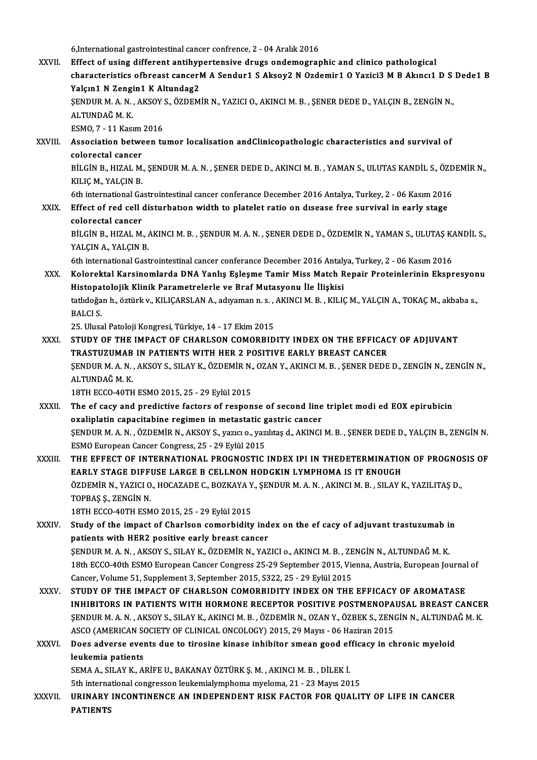6,International gastrointestinal cancer confrence, 2 - 04 Aralık 2016

XXVII. **Effect of using different antihypertensive drugs ondemographic and clinico pathological characteristics ofbreast cancerM A Sendur1 S Aksoy2 N Ozdemir1 O Yazici3 M B Akıncı1 D S Dede1 B Yalçın1 N Zengin1 K Altundag2**
ŞENDUR M. A. N. , AKSOY S., ÖZDEMİR N., YAZICI O., AKINCI M. B. , ŞENER DEDE D., YALÇIN B., ZENGİN N., ALTUNDAĞ M. K.
ESMO, 7 - 11 Kasım 2016

XXVIII. **Association between tumor localisation andClinicopathologic characteristics and survival of colorectal cancer**
BİLGİN B., HIZAL M., ŞENDUR M. A. N. , ŞENER DEDE D., AKINCI M. B. , YAMAN S., ULUTAS KANDİL S., ÖZDEMİR N., KILIÇ M., YALÇIN B.
6th international Gastrointestinal cancer conferance December 2016 Antalya, Turkey, 2 - 06 Kasım 2016

XXIX. **Effect of red cell disturbatıon width to platelet ratio on dısease free survival in early stage colorectal cancer**
BİLGİN B., HIZAL M., AKINCI M. B. , ŞENDUR M. A. N. , ŞENER DEDE D., ÖZDEMİR N., YAMAN S., ULUTAŞ KANDİL S., YALÇIN A., YALÇIN B.
6th international Gastrointestinal cancer conferance December 2016 Antalya, Turkey, 2 - 06 Kasım 2016

XXX. **Kolorektal Karsinomlarda DNA Yanlış Eşleşme Tamir Miss Match Repair Proteinlerinin Ekspresyonu Histopatolojik Klinik Parametrelerle ve Braf Mutasyonu İle İlişkisi**
tatlıdoğan h., öztürk v., KILIÇARSLAN A., adıyaman n. s. , AKINCI M. B. , KILIÇ M., YALÇIN A., TOKAÇ M., akbaba s., BALCI S.
25. Ulusal Patoloji Kongresi, Türkiye, 14 - 17 Ekim 2015

XXXI. **STUDY OF THE IMPACT OF CHARLSON COMORBIDITY INDEX ON THE EFFICACY OF ADJUVANT TRASTUZUMAB IN PATIENTS WITH HER 2 POSITIVE EARLY BREAST CANCER**
ŞENDUR M. A. N. , AKSOY S., SILAY K., ÖZDEMİR N., OZAN Y., AKINCI M. B. , ŞENER DEDE D., ZENGİN N., ZENGİN N., ALTUNDAĞ M. K.
18TH ECCO-40TH ESMO 2015, 25 - 29 Eylül 2015

XXXII. **The ef cacy and predictive factors of response of second line triplet modi ed EOX epirubicin oxaliplatin capacitabine regimen in metastatic gastric cancer**
ŞENDUR M. A. N. , ÖZDEMİR N., AKSOY S., yazıcı o., yazılıtaş d., AKINCI M. B. , ŞENER DEDE D., YALÇIN B., ZENGİN N.
ESMO European Cancer Congress, 25 - 29 Eylül 2015

XXXIII. **THE EFFECT OF INTERNATIONAL PROGNOSTIC INDEX IPI IN THEDETERMINATION OF PROGNOSIS OF EARLY STAGE DIFFUSE LARGE B CELLNON HODGKIN LYMPHOMA IS IT ENOUGH**
ÖZDEMİR N., YAZICI O., HOCAZADE C., BOZKAYA Y., ŞENDUR M. A. N. , AKINCI M. B. , SILAY K., YAZILITAŞ D., TOPBAŞ Ş., ZENGİN N.
18TH ECCO-40TH ESMO 2015, 25 - 29 Eylül 2015

XXXIV. **Study of the impact of Charlson comorbidity index on the ef cacy of adjuvant trastuzumab in patients with HER2 positive early breast cancer**
ŞENDUR M. A. N. , AKSOY S., SILAY K., ÖZDEMİR N., YAZICI o., AKINCI M. B. , ZENGİN N., ALTUNDAĞ M. K.
18th ECCO-40th ESMO European Cancer Congress 25-29 September 2015, Vienna, Austria, European Journal of Cancer, Volume 51, Supplement 3, September 2015, S322, 25 - 29 Eylül 2015

XXXV. **STUDY OF THE IMPACT OF CHARLSON COMORBIDITY INDEX ON THE EFFICACY OF AROMATASE INHIBITORS IN PATIENTS WITH HORMONE RECEPTOR POSITIVE POSTMENOPAUSAL BREAST CANCER**
ŞENDUR M. A. N. , AKSOY S., SILAY K., AKINCI M. B. , ÖZDEMİR N., OZAN Y., ÖZBEK S., ZENGİN N., ALTUNDAĞ M. K.
ASCO (AMERICAN SOCIETY OF CLINICAL ONCOLOGY) 2015, 29 Mayıs - 06 Haziran 2015

XXXVI. **Does adverse events due to tirosine kinase inhibitor smean good efficacy in chronic myeloid leukemia patients**
SEMA A., SILAY K., ARİFE U., BAKANAY ÖZTÜRK Ş. M. , AKINCI M. B. , DİLEK İ.
5th international congresson leukemialymphoma myeloma, 21 - 23 Mayıs 2015

XXXVII. **URINARY INCONTINENCE AN INDEPENDENT RISK FACTOR FOR QUALITY OF LIFE IN CANCER PATIENTS**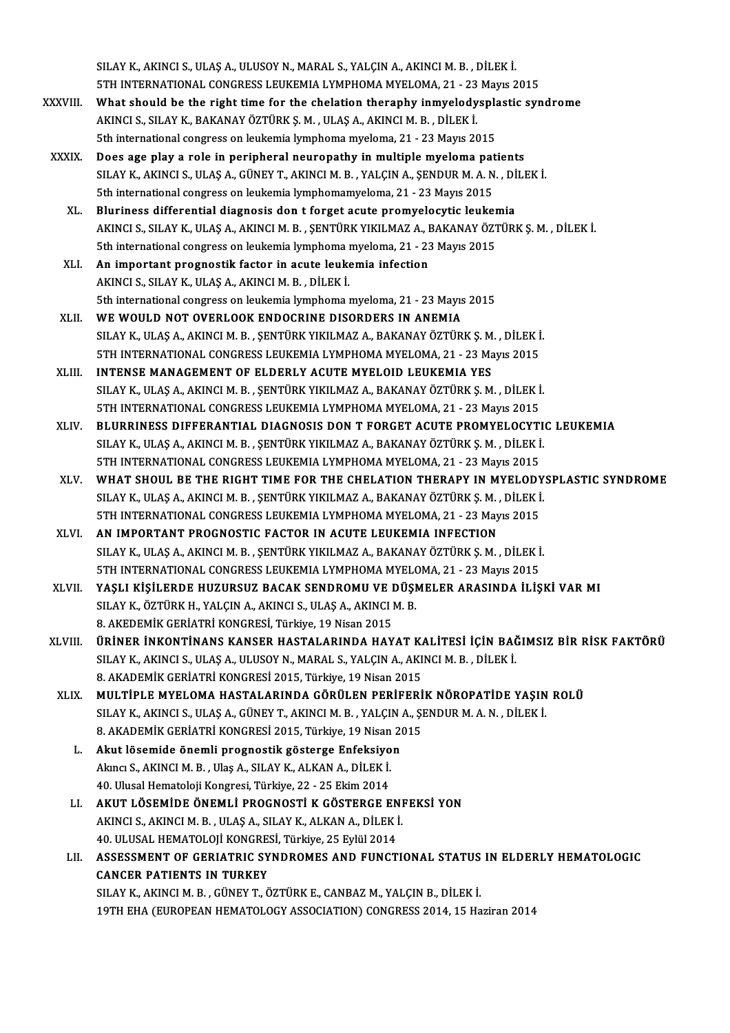SILAY K., AKINCI S., ULAŞ A., ULUSOY N., MARAL S., YALÇIN A., AKINCI M. B. , DİLEK İ.
5TH INTERNATIONAL CONGRESS LEUKEMIA LYMPHOMA MYELOMA, 21 - 23 Mayıs 2015

XXXVIII. **What should be the right time for the chelation theraphy inmyelodysplastic syndrome**
AKINCI S., SILAY K., BAKANAY ÖZTÜRK Ş. M. , ULAŞ A., AKINCI M. B. , DİLEK İ.
5th international congress on leukemia lymphoma myeloma, 21 - 23 Mayıs 2015

XXXIX. **Does age play a role in peripheral neuropathy in multiple myeloma patients**
SILAY K., AKINCI S., ULAŞ A., GÜNEY T., AKINCI M. B. , YALÇIN A., ŞENDUR M. A. N. , DİLEK İ.
5th international congress on leukemia lymphomamyeloma, 21 - 23 Mayıs 2015

XL. **Bluriness differential diagnosis don t forget acute promyelocytic leukemia**
AKINCI S., SILAY K., ULAŞ A., AKINCI M. B. , ŞENTÜRK YIKILMAZ A., BAKANAY ÖZTÜRK Ş. M. , DİLEK İ.
5th international congress on leukemia lymphoma myeloma, 21 - 23 Mayıs 2015

XLI. **An important prognostik factor in acute leukemia infection**
AKINCI S., SILAY K., ULAŞ A., AKINCI M. B. , DİLEK İ.
5th international congress on leukemia lymphoma myeloma, 21 - 23 Mayıs 2015

XLII. **WE WOULD NOT OVERLOOK ENDOCRINE DISORDERS IN ANEMIA**
SILAY K., ULAŞ A., AKINCI M. B. , ŞENTÜRK YIKILMAZ A., BAKANAY ÖZTÜRK Ş. M. , DİLEK İ.
5TH INTERNATIONAL CONGRESS LEUKEMIA LYMPHOMA MYELOMA, 21 - 23 Mayıs 2015

XLIII. **INTENSE MANAGEMENT OF ELDERLY ACUTE MYELOID LEUKEMIA YES**
SILAY K., ULAŞ A., AKINCI M. B. , ŞENTÜRK YIKILMAZ A., BAKANAY ÖZTÜRK Ş. M. , DİLEK İ.
5TH INTERNATIONAL CONGRESS LEUKEMIA LYMPHOMA MYELOMA, 21 - 23 Mayıs 2015

XLIV. **BLURRINESS DIFFERANTIAL DIAGNOSIS DON T FORGET ACUTE PROMYELOCYTIC LEUKEMIA**
SILAY K., ULAŞ A., AKINCI M. B. , ŞENTÜRK YIKILMAZ A., BAKANAY ÖZTÜRK Ş. M. , DİLEK İ.
5TH INTERNATIONAL CONGRESS LEUKEMIA LYMPHOMA MYELOMA, 21 - 23 Mayıs 2015

XLV. **WHAT SHOUL BE THE RIGHT TIME FOR THE CHELATION THERAPY IN MYELODYSPLASTIC SYNDROME**
SILAY K., ULAŞ A., AKINCI M. B. , ŞENTÜRK YIKILMAZ A., BAKANAY ÖZTÜRK Ş. M. , DİLEK İ.
5TH INTERNATIONAL CONGRESS LEUKEMIA LYMPHOMA MYELOMA, 21 - 23 Mayıs 2015

XLVI. **AN IMPORTANT PROGNOSTIC FACTOR IN ACUTE LEUKEMIA INFECTION**
SILAY K., ULAŞ A., AKINCI M. B. , ŞENTÜRK YIKILMAZ A., BAKANAY ÖZTÜRK Ş. M. , DİLEK İ.
5TH INTERNATIONAL CONGRESS LEUKEMIA LYMPHOMA MYELOMA, 21 - 23 Mayıs 2015

XLVII. **YAŞLI KİŞİLERDE HUZURSUZ BACAK SENDROMU VE DÜŞMELER ARASINDA İLİŞKİ VAR MI**
SILAY K., ÖZTÜRK H., YALÇIN A., AKINCI S., ULAŞ A., AKINCI M. B.
8. AKEDEMİK GERİATRİ KONGRESİ, Türkiye, 19 Nisan 2015

XLVIII. **ÜRİNER İNKONTİNANS KANSER HASTALARINDA HAYAT KALİTESİ İÇİN BAĞIMSIZ BİR RİSK FAKTÖRÜ**
SILAY K., AKINCI S., ULAŞ A., ULUSOY N., MARAL S., YALÇIN A., AKINCI M. B. , DİLEK İ.
8. AKADEMİK GERİATRİ KONGRESİ 2015, Türkiye, 19 Nisan 2015

XLIX. **MULTİPLE MYELOMA HASTALARINDA GÖRÜLEN PERİFERİK NÖROPATİDE YAŞIN ROLÜ**
SILAY K., AKINCI S., ULAŞ A., GÜNEY T., AKINCI M. B. , YALÇIN A., ŞENDUR M. A. N. , DİLEK İ.
8. AKADEMİK GERİATRİ KONGRESİ 2015, Türkiye, 19 Nisan 2015

L. **Akut lösemide önemli prognostik gösterge Enfeksiyon**
Akıncı S., AKINCI M. B. , Ulaş A., SILAY K., ALKAN A., DİLEK İ.
40. Ulusal Hematoloji Kongresi, Türkiye, 22 - 25 Ekim 2014

LI. **AKUT LÖSEMİDE ÖNEMLİ PROGNOSTİ K GÖSTERGE ENFEKSİ YON**
AKINCI S., AKINCI M. B. , ULAŞ A., SILAY K., ALKAN A., DİLEK İ.
40. ULUSAL HEMATOLOJİ KONGRESİ, Türkiye, 25 Eylül 2014

LII. **ASSESSMENT OF GERIATRIC SYNDROMES AND FUNCTIONAL STATUS IN ELDERLY HEMATOLOGIC CANCER PATIENTS IN TURKEY**
SILAY K., AKINCI M. B. , GÜNEY T., ÖZTÜRK E., CANBAZ M., YALÇIN B., DİLEK İ.
19TH EHA (EUROPEAN HEMATOLOGY ASSOCIATION) CONGRESS 2014, 15 Haziran 2014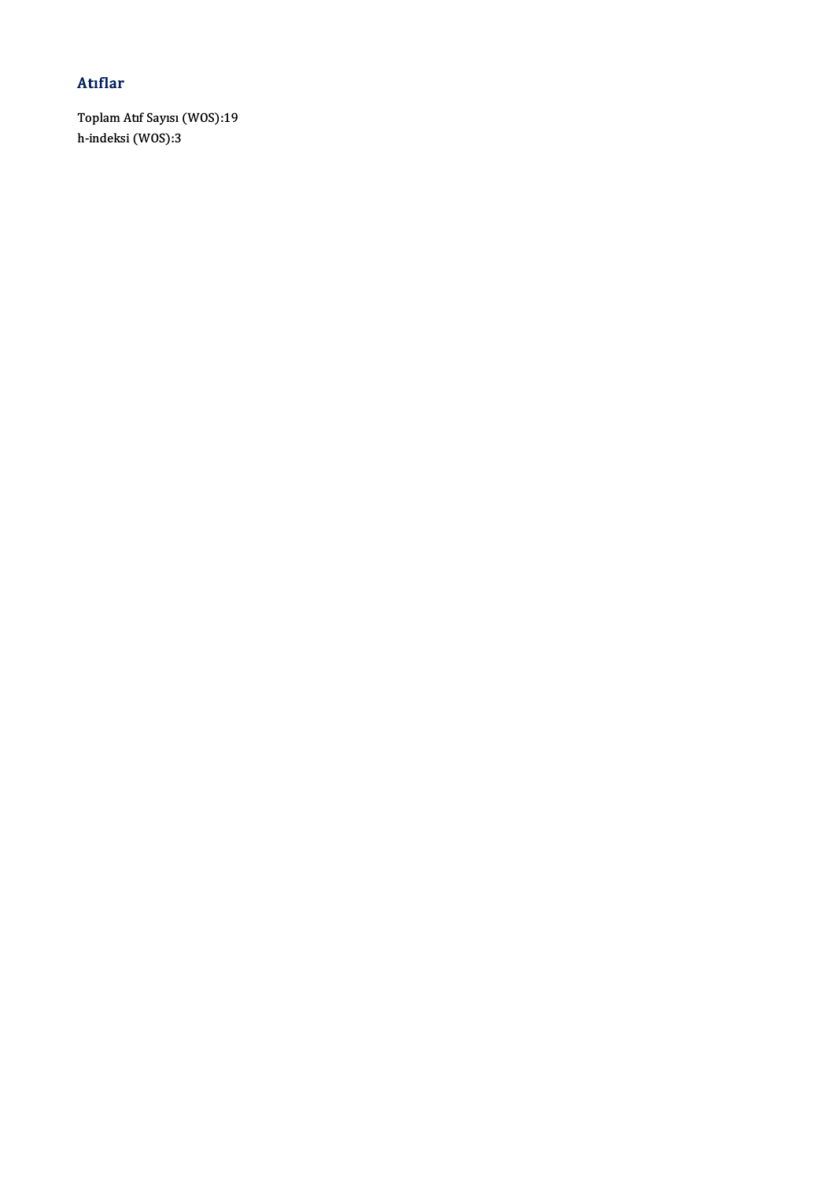## Atıflar

Toplam Atıf Sayısı (WOS):19
h-indeksi (WOS):3